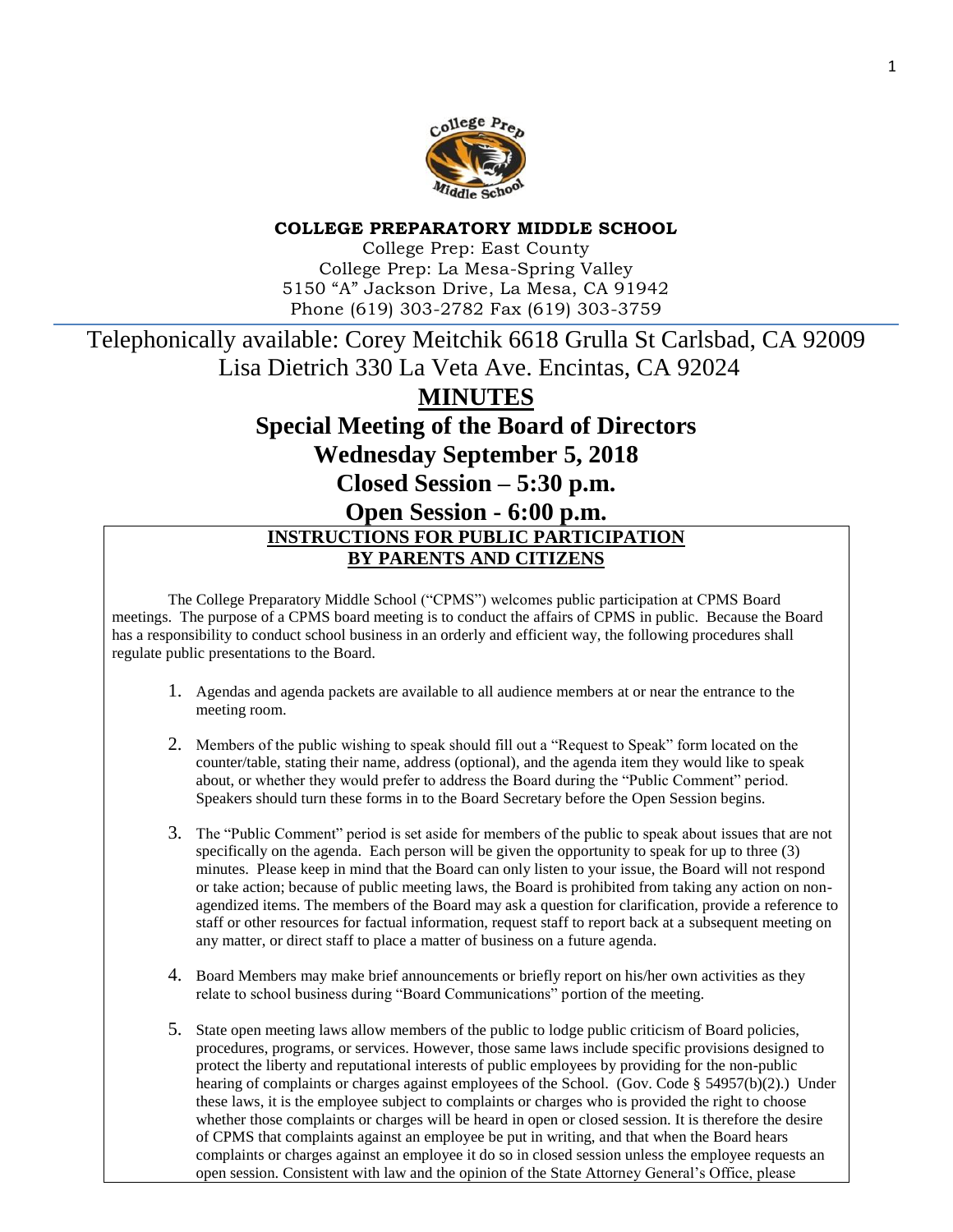**COLLEGE PREPARATORY MIDDLE SCHOOL**

College Prep: East County
College Prep: La Mesa-Spring Valley
5150 "A" Jackson Drive, La Mesa, CA 91942
Phone (619) 303-2782 Fax (619) 303-3759

Telephonically available: Corey Meitchik 6618 Grulla St Carlsbad, CA 92009
Lisa Dietrich 330 La Veta Ave. Encintas, CA 92024

# MINUTES

## Special Meeting of the Board of Directors

## Wednesday September 5, 2018

## Closed Session – 5:30 p.m.

## Open Session - 6:00 p.m.

**INSTRUCTIONS FOR PUBLIC PARTICIPATION BY PARENTS AND CITIZENS**

The College Preparatory Middle School ("CPMS") welcomes public participation at CPMS Board meetings. The purpose of a CPMS board meeting is to conduct the affairs of CPMS in public. Because the Board has a responsibility to conduct school business in an orderly and efficient way, the following procedures shall regulate public presentations to the Board.

1. Agendas and agenda packets are available to all audience members at or near the entrance to the meeting room.
2. Members of the public wishing to speak should fill out a "Request to Speak" form located on the counter/table, stating their name, address (optional), and the agenda item they would like to speak about, or whether they would prefer to address the Board during the "Public Comment" period. Speakers should turn these forms in to the Board Secretary before the Open Session begins.
3. The "Public Comment" period is set aside for members of the public to speak about issues that are not specifically on the agenda. Each person will be given the opportunity to speak for up to three (3) minutes. Please keep in mind that the Board can only listen to your issue, the Board will not respond or take action; because of public meeting laws, the Board is prohibited from taking any action on non-agendized items. The members of the Board may ask a question for clarification, provide a reference to staff or other resources for factual information, request staff to report back at a subsequent meeting on any matter, or direct staff to place a matter of business on a future agenda.
4. Board Members may make brief announcements or briefly report on his/her own activities as they relate to school business during "Board Communications" portion of the meeting.
5. State open meeting laws allow members of the public to lodge public criticism of Board policies, procedures, programs, or services. However, those same laws include specific provisions designed to protect the liberty and reputational interests of public employees by providing for the non-public hearing of complaints or charges against employees of the School. (Gov. Code § 54957(b)(2).) Under these laws, it is the employee subject to complaints or charges who is provided the right to choose whether those complaints or charges will be heard in open or closed session. It is therefore the desire of CPMS that complaints against an employee be put in writing, and that when the Board hears complaints or charges against an employee it do so in closed session unless the employee requests an open session. Consistent with law and the opinion of the State Attorney General's Office, please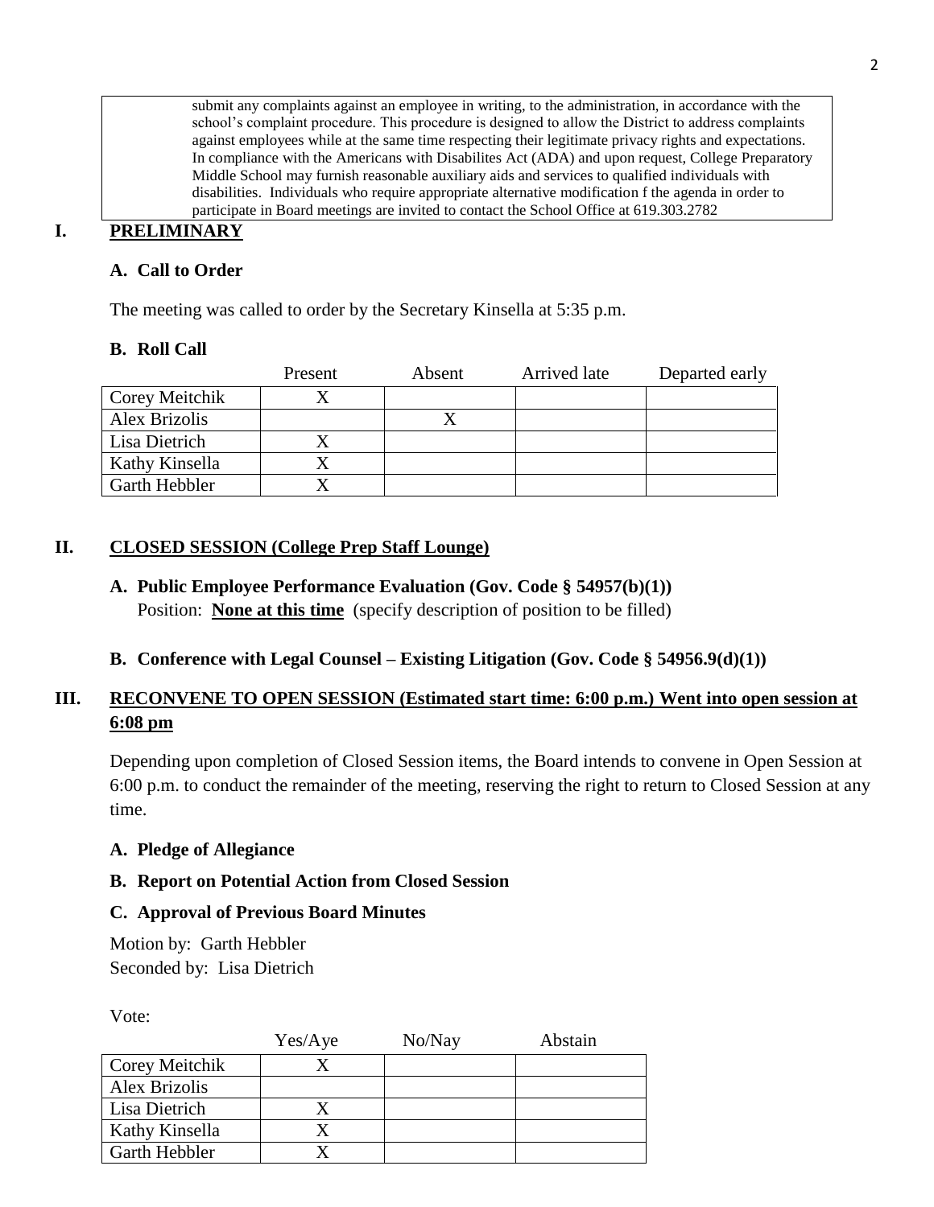submit any complaints against an employee in writing, to the administration, in accordance with the school's complaint procedure. This procedure is designed to allow the District to address complaints against employees while at the same time respecting their legitimate privacy rights and expectations. In compliance with the Americans with Disabilites Act (ADA) and upon request, College Preparatory Middle School may furnish reasonable auxiliary aids and services to qualified individuals with disabilities. Individuals who require appropriate alternative modification f the agenda in order to participate in Board meetings are invited to contact the School Office at 619.303.2782

## I. PRELIMINARY

### A. Call to Order

The meeting was called to order by the Secretary Kinsella at 5:35 p.m.

### B. Roll Call

| | Present | Absent | Arrived late | Departed early |
|---|---|---|---|---|
| Corey Meitchik | X | | | |
| Alex Brizolis | | X | | |
| Lisa Dietrich | X | | | |
| Kathy Kinsella | X | | | |
| Garth Hebbler | X | | | |

## II. CLOSED SESSION (College Prep Staff Lounge)

### A. Public Employee Performance Evaluation (Gov. Code § 54957(b)(1))

Position: **None at this time** (specify description of position to be filled)

### B. Conference with Legal Counsel – Existing Litigation (Gov. Code § 54956.9(d)(1))

## III. RECONVENE TO OPEN SESSION (Estimated start time: 6:00 p.m.) Went into open session at 6:08 pm

Depending upon completion of Closed Session items, the Board intends to convene in Open Session at 6:00 p.m. to conduct the remainder of the meeting, reserving the right to return to Closed Session at any time.

### A. Pledge of Allegiance

### B. Report on Potential Action from Closed Session

### C. Approval of Previous Board Minutes

Motion by: Garth Hebbler
Seconded by: Lisa Dietrich

Vote:

| | Yes/Aye | No/Nay | Abstain |
|---|---|---|---|
| Corey Meitchik | X | | |
| Alex Brizolis | | | |
| Lisa Dietrich | X | | |
| Kathy Kinsella | X | | |
| Garth Hebbler | X | | |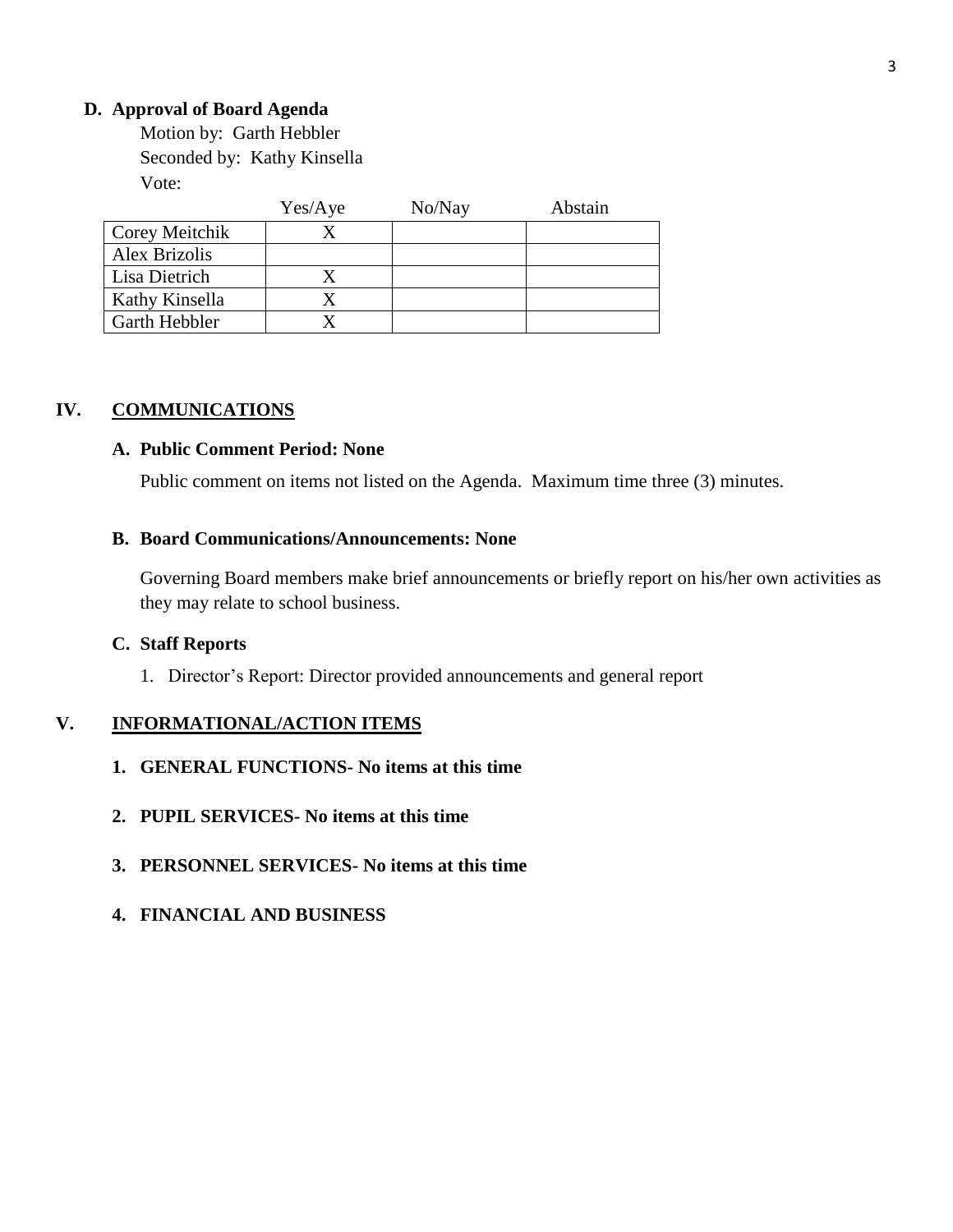### D. Approval of Board Agenda

Motion by: Garth Hebbler
Seconded by: Kathy Kinsella
Vote:

| | Yes/Aye | No/Nay | Abstain |
|---|---|---|---|
| Corey Meitchik | X | | |
| Alex Brizolis | | | |
| Lisa Dietrich | X | | |
| Kathy Kinsella | X | | |
| Garth Hebbler | X | | |

## IV. COMMUNICATIONS

### A. Public Comment Period: None

Public comment on items not listed on the Agenda. Maximum time three (3) minutes.

### B. Board Communications/Announcements: None

Governing Board members make brief announcements or briefly report on his/her own activities as they may relate to school business.

### C. Staff Reports

1. Director's Report: Director provided announcements and general report

## V. INFORMATIONAL/ACTION ITEMS

**1. GENERAL FUNCTIONS- No items at this time**

**2. PUPIL SERVICES- No items at this time**

**3. PERSONNEL SERVICES- No items at this time**

**4. FINANCIAL AND BUSINESS**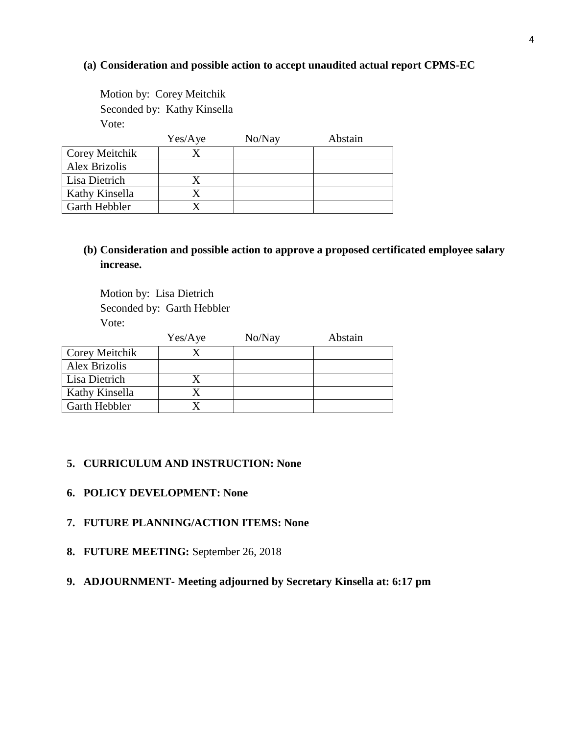**(a) Consideration and possible action to accept unaudited actual report CPMS-EC**

Motion by: Corey Meitchik
Seconded by: Kathy Kinsella
Vote:

| | Yes/Aye | No/Nay | Abstain |
|---|---|---|---|
| Corey Meitchik | X | | |
| Alex Brizolis | | | |
| Lisa Dietrich | X | | |
| Kathy Kinsella | X | | |
| Garth Hebbler | X | | |

**(b) Consideration and possible action to approve a proposed certificated employee salary increase.**

Motion by: Lisa Dietrich
Seconded by: Garth Hebbler
Vote:

| | Yes/Aye | No/Nay | Abstain |
|---|---|---|---|
| Corey Meitchik | X | | |
| Alex Brizolis | | | |
| Lisa Dietrich | X | | |
| Kathy Kinsella | X | | |
| Garth Hebbler | X | | |

5. **CURRICULUM AND INSTRUCTION: None**

6. **POLICY DEVELOPMENT: None**

7. **FUTURE PLANNING/ACTION ITEMS: None**

8. **FUTURE MEETING:** September 26, 2018

9. **ADJOURNMENT- Meeting adjourned by Secretary Kinsella at: 6:17 pm**